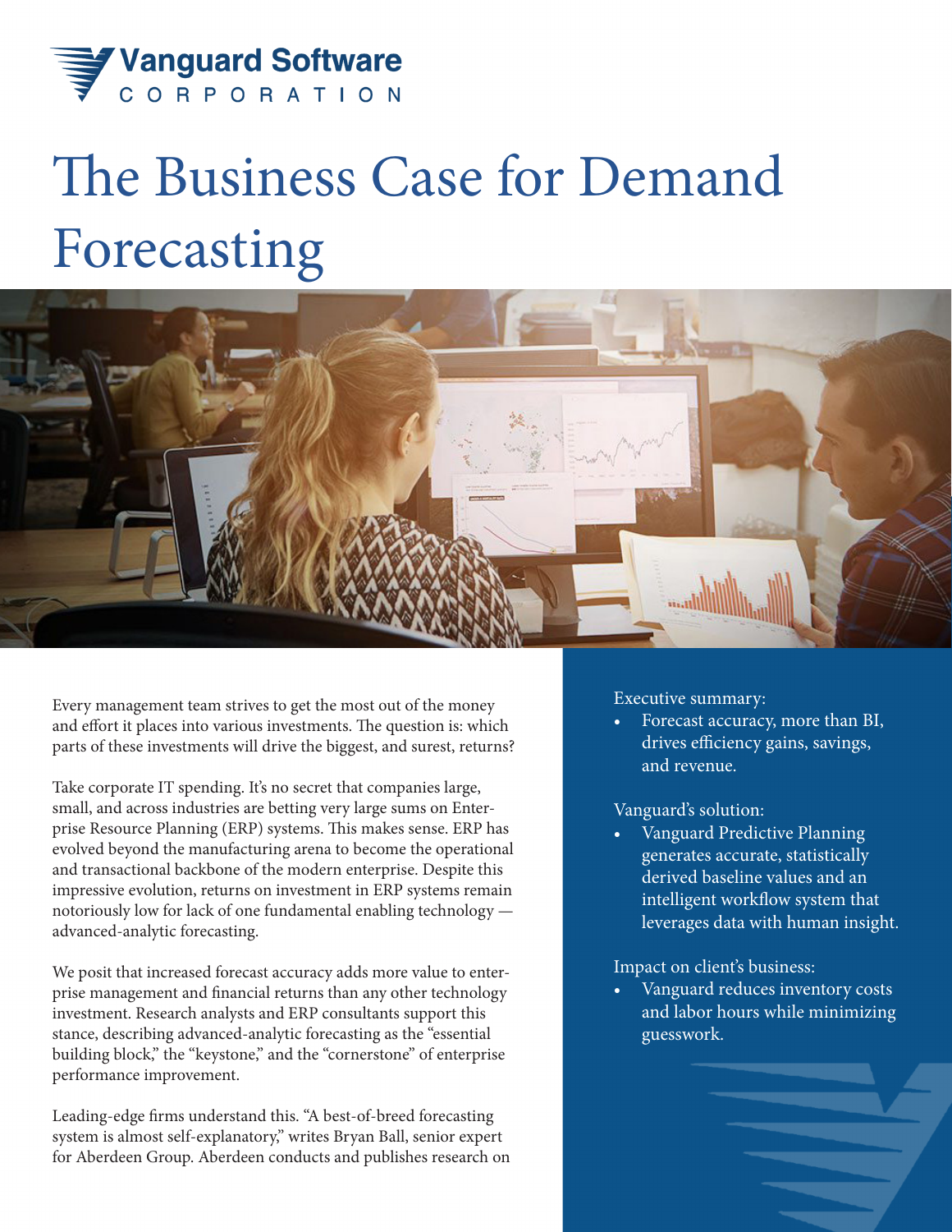Vanguard Software
CORPORATION

# The Business Case for Demand Forecasting

Every management team strives to get the most out of the money and effort it places into various investments. The question is: which parts of these investments will drive the biggest, and surest, returns?

Take corporate IT spending. It's no secret that companies large, small, and across industries are betting very large sums on Enterprise Resource Planning (ERP) systems. This makes sense. ERP has evolved beyond the manufacturing arena to become the operational and transactional backbone of the modern enterprise. Despite this impressive evolution, returns on investment in ERP systems remain notoriously low for lack of one fundamental enabling technology — advanced-analytic forecasting.

We posit that increased forecast accuracy adds more value to enterprise management and financial returns than any other technology investment. Research analysts and ERP consultants support this stance, describing advanced-analytic forecasting as the "essential building block," the "keystone," and the "cornerstone" of enterprise performance improvement.

Leading-edge firms understand this. "A best-of-breed forecasting system is almost self-explanatory," writes Bryan Ball, senior expert for Aberdeen Group. Aberdeen conducts and publishes research on

Executive summary:

- Forecast accuracy, more than BI, drives efficiency gains, savings, and revenue.

Vanguard's solution:

- Vanguard Predictive Planning generates accurate, statistically derived baseline values and an intelligent workflow system that leverages data with human insight.

Impact on client's business:

- Vanguard reduces inventory costs and labor hours while minimizing guesswork.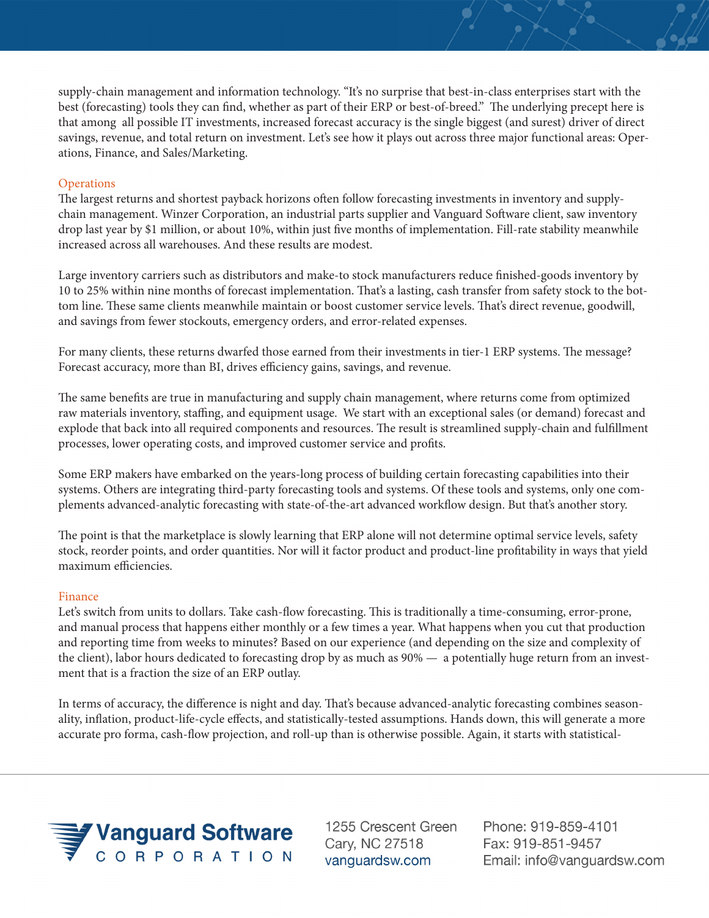supply-chain management and information technology. "It's no surprise that best-in-class enterprises start with the best (forecasting) tools they can find, whether as part of their ERP or best-of-breed." The underlying precept here is that among all possible IT investments, increased forecast accuracy is the single biggest (and surest) driver of direct savings, revenue, and total return on investment. Let's see how it plays out across three major functional areas: Operations, Finance, and Sales/Marketing.

### Operations

The largest returns and shortest payback horizons often follow forecasting investments in inventory and supply-chain management. Winzer Corporation, an industrial parts supplier and Vanguard Software client, saw inventory drop last year by $1 million, or about 10%, within just five months of implementation. Fill-rate stability meanwhile increased across all warehouses. And these results are modest.

Large inventory carriers such as distributors and make-to stock manufacturers reduce finished-goods inventory by 10 to 25% within nine months of forecast implementation. That's a lasting, cash transfer from safety stock to the bottom line. These same clients meanwhile maintain or boost customer service levels. That's direct revenue, goodwill, and savings from fewer stockouts, emergency orders, and error-related expenses.

For many clients, these returns dwarfed those earned from their investments in tier-1 ERP systems. The message? Forecast accuracy, more than BI, drives efficiency gains, savings, and revenue.

The same benefits are true in manufacturing and supply chain management, where returns come from optimized raw materials inventory, staffing, and equipment usage. We start with an exceptional sales (or demand) forecast and explode that back into all required components and resources. The result is streamlined supply-chain and fulfillment processes, lower operating costs, and improved customer service and profits.

Some ERP makers have embarked on the years-long process of building certain forecasting capabilities into their systems. Others are integrating third-party forecasting tools and systems. Of these tools and systems, only one complements advanced-analytic forecasting with state-of-the-art advanced workflow design. But that's another story.

The point is that the marketplace is slowly learning that ERP alone will not determine optimal service levels, safety stock, reorder points, and order quantities. Nor will it factor product and product-line profitability in ways that yield maximum efficiencies.

### Finance

Let's switch from units to dollars. Take cash-flow forecasting. This is traditionally a time-consuming, error-prone, and manual process that happens either monthly or a few times a year. What happens when you cut that production and reporting time from weeks to minutes? Based on our experience (and depending on the size and complexity of the client), labor hours dedicated to forecasting drop by as much as 90% — a potentially huge return from an investment that is a fraction the size of an ERP outlay.

In terms of accuracy, the difference is night and day. That's because advanced-analytic forecasting combines seasonality, inflation, product-life-cycle effects, and statistically-tested assumptions. Hands down, this will generate a more accurate pro forma, cash-flow projection, and roll-up than is otherwise possible. Again, it starts with statistical-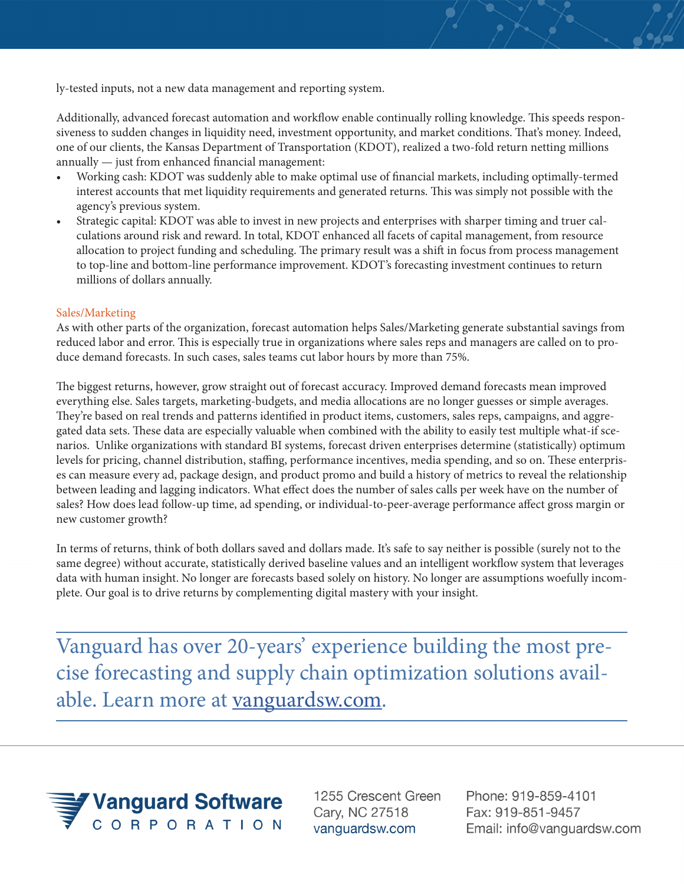ly-tested inputs, not a new data management and reporting system.

Additionally, advanced forecast automation and workflow enable continually rolling knowledge. This speeds responsiveness to sudden changes in liquidity need, investment opportunity, and market conditions. That's money. Indeed, one of our clients, the Kansas Department of Transportation (KDOT), realized a two-fold return netting millions annually — just from enhanced financial management:

- Working cash: KDOT was suddenly able to make optimal use of financial markets, including optimally-termed interest accounts that met liquidity requirements and generated returns. This was simply not possible with the agency's previous system.
- Strategic capital: KDOT was able to invest in new projects and enterprises with sharper timing and truer calculations around risk and reward. In total, KDOT enhanced all facets of capital management, from resource allocation to project funding and scheduling. The primary result was a shift in focus from process management to top-line and bottom-line performance improvement. KDOT's forecasting investment continues to return millions of dollars annually.

### Sales/Marketing

As with other parts of the organization, forecast automation helps Sales/Marketing generate substantial savings from reduced labor and error. This is especially true in organizations where sales reps and managers are called on to produce demand forecasts. In such cases, sales teams cut labor hours by more than 75%.

The biggest returns, however, grow straight out of forecast accuracy. Improved demand forecasts mean improved everything else. Sales targets, marketing-budgets, and media allocations are no longer guesses or simple averages. They're based on real trends and patterns identified in product items, customers, sales reps, campaigns, and aggregated data sets. These data are especially valuable when combined with the ability to easily test multiple what-if scenarios. Unlike organizations with standard BI systems, forecast driven enterprises determine (statistically) optimum levels for pricing, channel distribution, staffing, performance incentives, media spending, and so on. These enterprises can measure every ad, package design, and product promo and build a history of metrics to reveal the relationship between leading and lagging indicators. What effect does the number of sales calls per week have on the number of sales? How does lead follow-up time, ad spending, or individual-to-peer-average performance affect gross margin or new customer growth?

In terms of returns, think of both dollars saved and dollars made. It's safe to say neither is possible (surely not to the same degree) without accurate, statistically derived baseline values and an intelligent workflow system that leverages data with human insight. No longer are forecasts based solely on history. No longer are assumptions woefully incomplete. Our goal is to drive returns by complementing digital mastery with your insight.

---

Vanguard has over 20-years' experience building the most precise forecasting and supply chain optimization solutions available. Learn more at [vanguardsw.com](vanguardsw.com).

---

**Vanguard Software CORPORATION**

1255 Crescent Green
Cary, NC 27518
vanguardsw.com

Phone: 919-859-4101
Fax: 919-851-9457
Email: info@vanguardsw.com